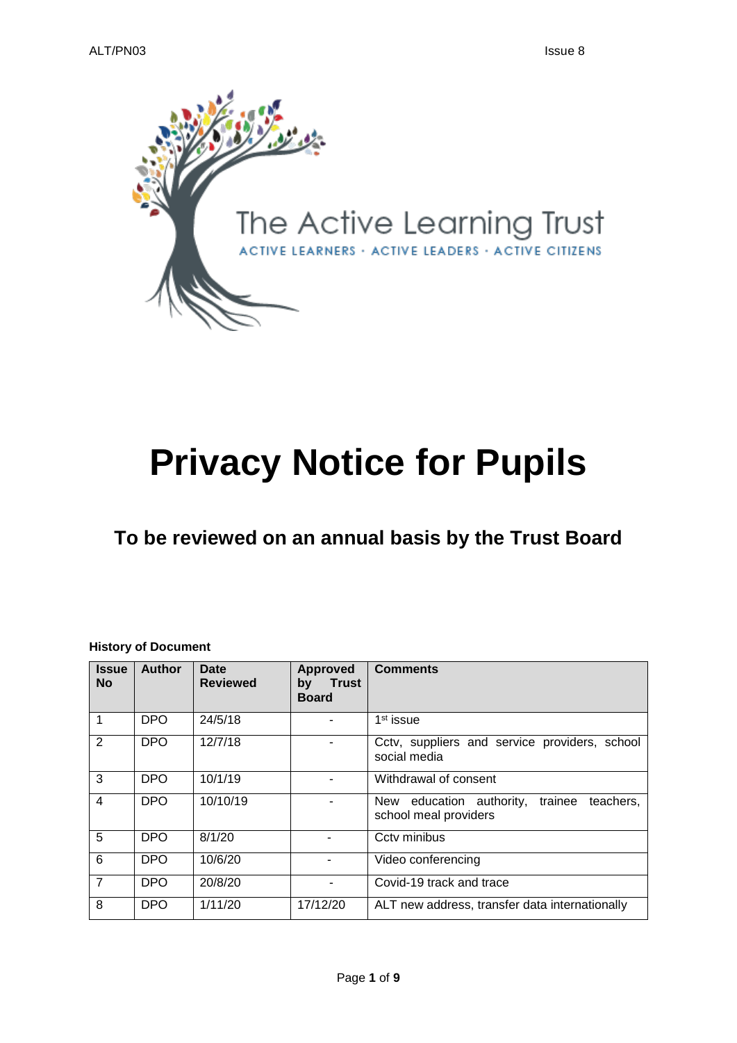The Active Learning Trust

ACTIVE LEARNERS · ACTIVE LEADERS · ACTIVE CITIZENS

# Privacy Notice for Pupils

## To be reviewed on an annual basis by the Trust Board

**History of Document**

| Issue No | Author | Date Reviewed | Approved by Trust Board | Comments |
|---|---|---|---|---|
| 1 | DPO | 24/5/18 | - | 1st issue |
| 2 | DPO | 12/7/18 | - | Cctv, suppliers and service providers, school social media |
| 3 | DPO | 10/1/19 | - | Withdrawal of consent |
| 4 | DPO | 10/10/19 | - | New education authority, trainee teachers, school meal providers |
| 5 | DPO | 8/1/20 | - | Cctv minibus |
| 6 | DPO | 10/6/20 | - | Video conferencing |
| 7 | DPO | 20/8/20 | - | Covid-19 track and trace |
| 8 | DPO | 1/11/20 | 17/12/20 | ALT new address, transfer data internationally |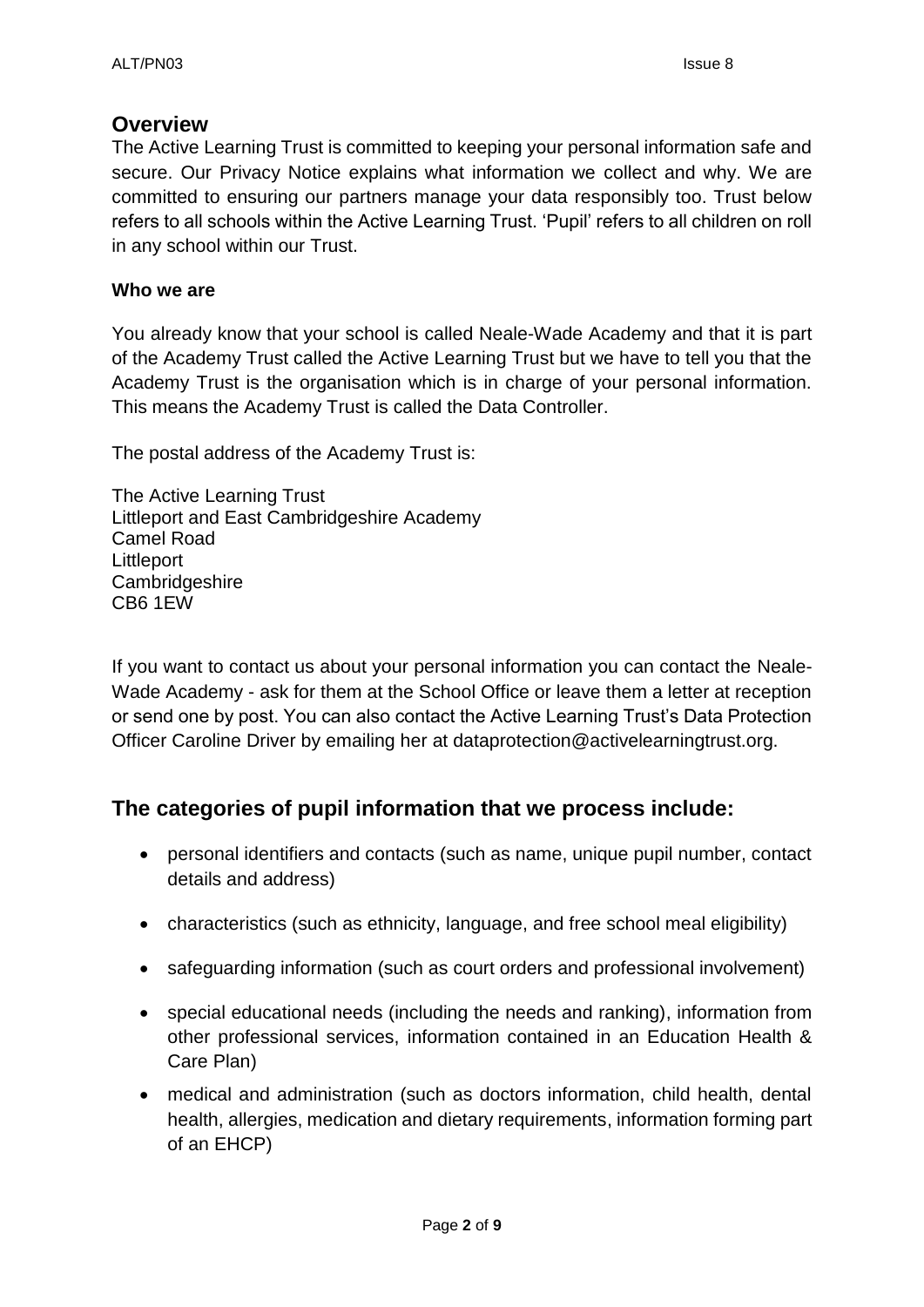## Overview

The Active Learning Trust is committed to keeping your personal information safe and secure. Our Privacy Notice explains what information we collect and why. We are committed to ensuring our partners manage your data responsibly too. Trust below refers to all schools within the Active Learning Trust. 'Pupil' refers to all children on roll in any school within our Trust.

**Who we are**

You already know that your school is called Neale-Wade Academy and that it is part of the Academy Trust called the Active Learning Trust but we have to tell you that the Academy Trust is the organisation which is in charge of your personal information. This means the Academy Trust is called the Data Controller.

The postal address of the Academy Trust is:

The Active Learning Trust
Littleport and East Cambridgeshire Academy
Camel Road
Littleport
Cambridgeshire
CB6 1EW

If you want to contact us about your personal information you can contact the Neale-Wade Academy - ask for them at the School Office or leave them a letter at reception or send one by post. You can also contact the Active Learning Trust's Data Protection Officer Caroline Driver by emailing her at dataprotection@activelearningtrust.org.

## The categories of pupil information that we process include:

- personal identifiers and contacts (such as name, unique pupil number, contact details and address)
- characteristics (such as ethnicity, language, and free school meal eligibility)
- safeguarding information (such as court orders and professional involvement)
- special educational needs (including the needs and ranking), information from other professional services, information contained in an Education Health & Care Plan)
- medical and administration (such as doctors information, child health, dental health, allergies, medication and dietary requirements, information forming part of an EHCP)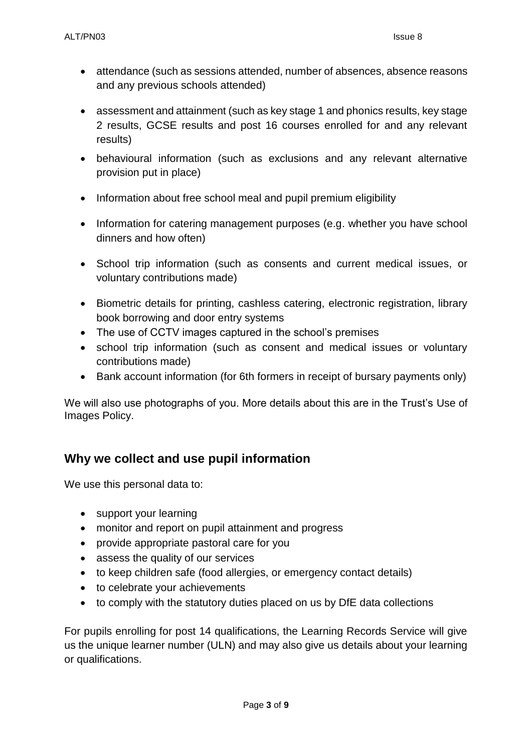- attendance (such as sessions attended, number of absences, absence reasons and any previous schools attended)
- assessment and attainment (such as key stage 1 and phonics results, key stage 2 results, GCSE results and post 16 courses enrolled for and any relevant results)
- behavioural information (such as exclusions and any relevant alternative provision put in place)
- Information about free school meal and pupil premium eligibility
- Information for catering management purposes (e.g. whether you have school dinners and how often)
- School trip information (such as consents and current medical issues, or voluntary contributions made)
- Biometric details for printing, cashless catering, electronic registration, library book borrowing and door entry systems
- The use of CCTV images captured in the school's premises
- school trip information (such as consent and medical issues or voluntary contributions made)
- Bank account information (for 6th formers in receipt of bursary payments only)

We will also use photographs of you. More details about this are in the Trust's Use of Images Policy.

## Why we collect and use pupil information

We use this personal data to:

- support your learning
- monitor and report on pupil attainment and progress
- provide appropriate pastoral care for you
- assess the quality of our services
- to keep children safe (food allergies, or emergency contact details)
- to celebrate your achievements
- to comply with the statutory duties placed on us by DfE data collections

For pupils enrolling for post 14 qualifications, the Learning Records Service will give us the unique learner number (ULN) and may also give us details about your learning or qualifications.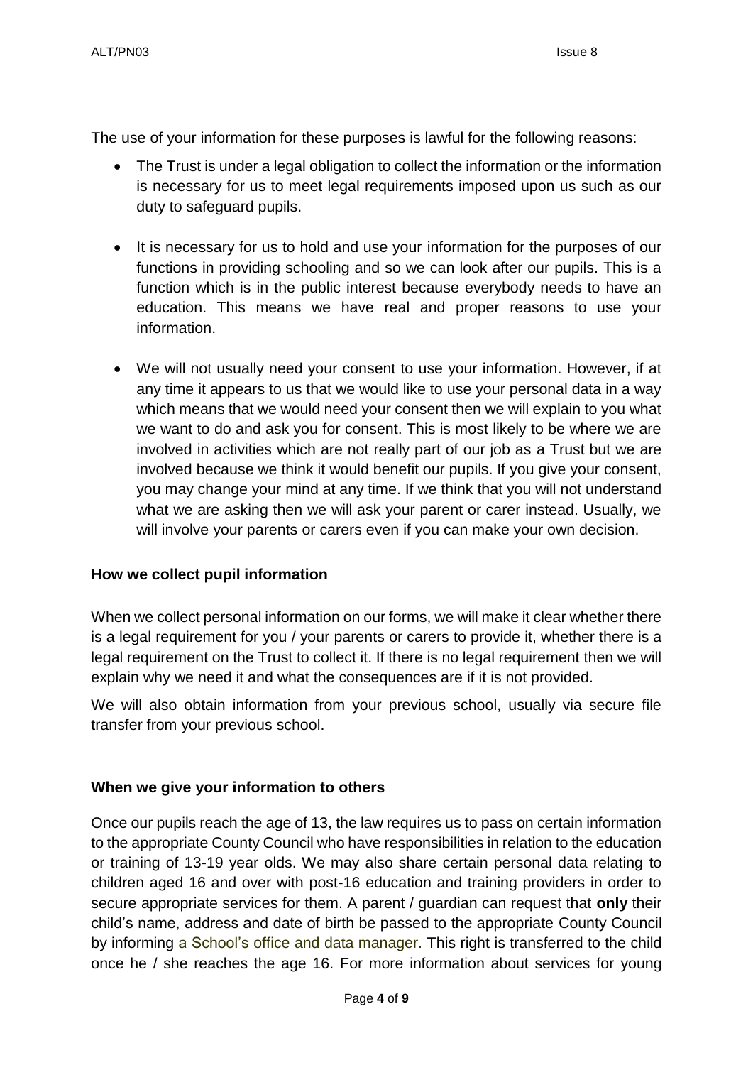The use of your information for these purposes is lawful for the following reasons:

- The Trust is under a legal obligation to collect the information or the information is necessary for us to meet legal requirements imposed upon us such as our duty to safeguard pupils.
- It is necessary for us to hold and use your information for the purposes of our functions in providing schooling and so we can look after our pupils. This is a function which is in the public interest because everybody needs to have an education. This means we have real and proper reasons to use your information.
- We will not usually need your consent to use your information. However, if at any time it appears to us that we would like to use your personal data in a way which means that we would need your consent then we will explain to you what we want to do and ask you for consent. This is most likely to be where we are involved in activities which are not really part of our job as a Trust but we are involved because we think it would benefit our pupils. If you give your consent, you may change your mind at any time. If we think that you will not understand what we are asking then we will ask your parent or carer instead. Usually, we will involve your parents or carers even if you can make your own decision.

**How we collect pupil information**

When we collect personal information on our forms, we will make it clear whether there is a legal requirement for you / your parents or carers to provide it, whether there is a legal requirement on the Trust to collect it. If there is no legal requirement then we will explain why we need it and what the consequences are if it is not provided.

We will also obtain information from your previous school, usually via secure file transfer from your previous school.

**When we give your information to others**

Once our pupils reach the age of 13, the law requires us to pass on certain information to the appropriate County Council who have responsibilities in relation to the education or training of 13-19 year olds. We may also share certain personal data relating to children aged 16 and over with post-16 education and training providers in order to secure appropriate services for them. A parent / guardian can request that **only** their child's name, address and date of birth be passed to the appropriate County Council by informing a School's office and data manager. This right is transferred to the child once he / she reaches the age 16. For more information about services for young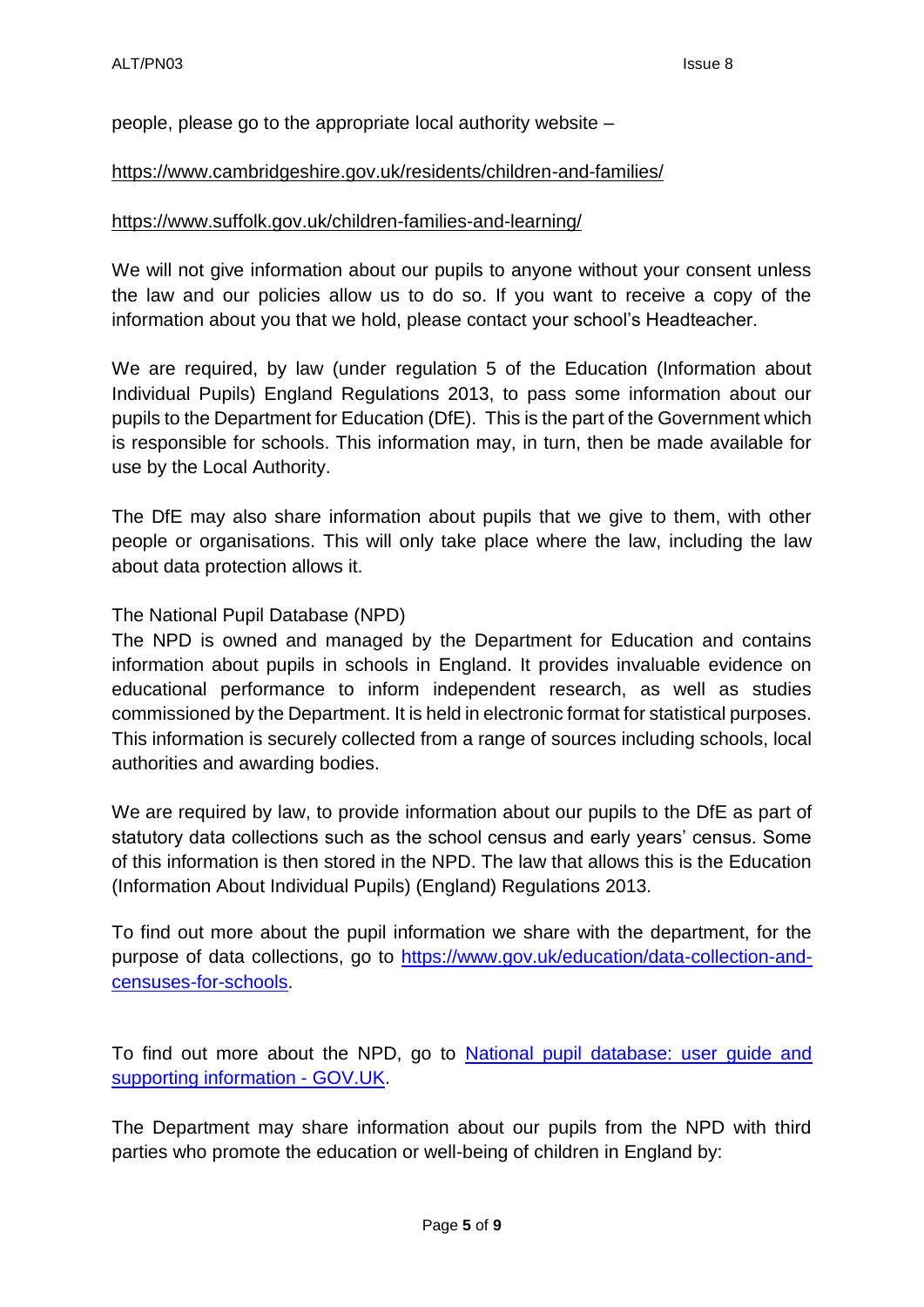people, please go to the appropriate local authority website –

https://www.cambridgeshire.gov.uk/residents/children-and-families/

https://www.suffolk.gov.uk/children-families-and-learning/

We will not give information about our pupils to anyone without your consent unless the law and our policies allow us to do so. If you want to receive a copy of the information about you that we hold, please contact your school's Headteacher.

We are required, by law (under regulation 5 of the Education (Information about Individual Pupils) England Regulations 2013, to pass some information about our pupils to the Department for Education (DfE). This is the part of the Government which is responsible for schools. This information may, in turn, then be made available for use by the Local Authority.

The DfE may also share information about pupils that we give to them, with other people or organisations. This will only take place where the law, including the law about data protection allows it.

The National Pupil Database (NPD)

The NPD is owned and managed by the Department for Education and contains information about pupils in schools in England. It provides invaluable evidence on educational performance to inform independent research, as well as studies commissioned by the Department. It is held in electronic format for statistical purposes. This information is securely collected from a range of sources including schools, local authorities and awarding bodies.

We are required by law, to provide information about our pupils to the DfE as part of statutory data collections such as the school census and early years' census. Some of this information is then stored in the NPD. The law that allows this is the Education (Information About Individual Pupils) (England) Regulations 2013.

To find out more about the pupil information we share with the department, for the purpose of data collections, go to [https://www.gov.uk/education/data-collection-and-censuses-for-schools](https://www.gov.uk/education/data-collection-and-censuses-for-schools).

To find out more about the NPD, go to [National pupil database: user guide and supporting information - GOV.UK](#).

The Department may share information about our pupils from the NPD with third parties who promote the education or well-being of children in England by: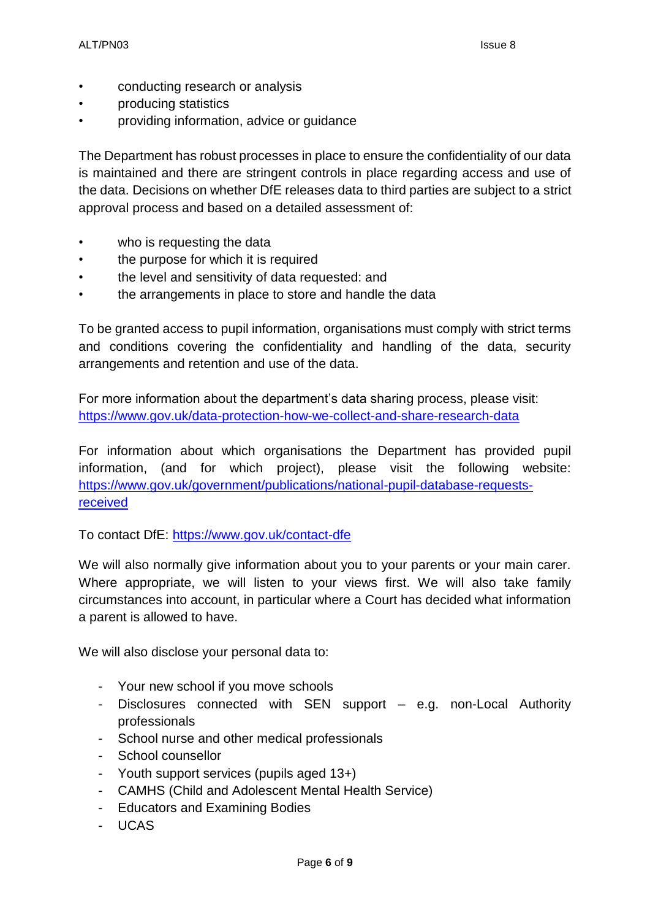- conducting research or analysis
- producing statistics
- providing information, advice or guidance

The Department has robust processes in place to ensure the confidentiality of our data is maintained and there are stringent controls in place regarding access and use of the data. Decisions on whether DfE releases data to third parties are subject to a strict approval process and based on a detailed assessment of:

- who is requesting the data
- the purpose for which it is required
- the level and sensitivity of data requested: and
- the arrangements in place to store and handle the data

To be granted access to pupil information, organisations must comply with strict terms and conditions covering the confidentiality and handling of the data, security arrangements and retention and use of the data.

For more information about the department's data sharing process, please visit: https://www.gov.uk/data-protection-how-we-collect-and-share-research-data

For information about which organisations the Department has provided pupil information, (and for which project), please visit the following website: https://www.gov.uk/government/publications/national-pupil-database-requests-received

To contact DfE: https://www.gov.uk/contact-dfe

We will also normally give information about you to your parents or your main carer. Where appropriate, we will listen to your views first. We will also take family circumstances into account, in particular where a Court has decided what information a parent is allowed to have.

We will also disclose your personal data to:

- Your new school if you move schools
- Disclosures connected with SEN support – e.g. non-Local Authority professionals
- School nurse and other medical professionals
- School counsellor
- Youth support services (pupils aged 13+)
- CAMHS (Child and Adolescent Mental Health Service)
- Educators and Examining Bodies
- UCAS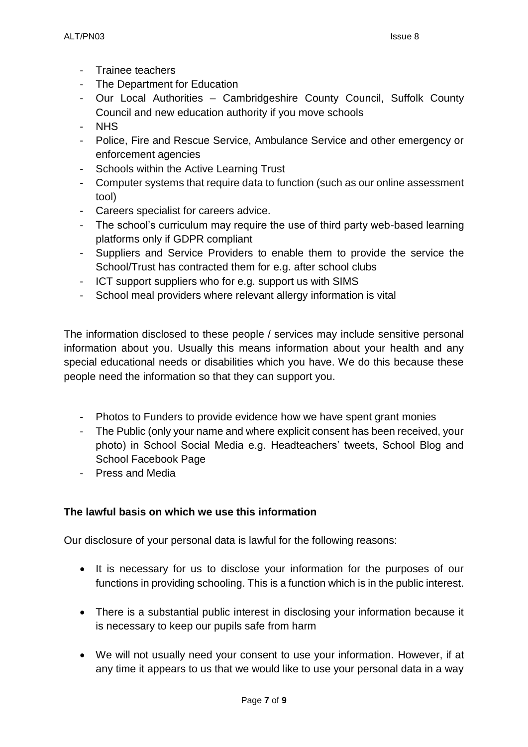- Trainee teachers
- The Department for Education
- Our Local Authorities – Cambridgeshire County Council, Suffolk County Council and new education authority if you move schools
- NHS
- Police, Fire and Rescue Service, Ambulance Service and other emergency or enforcement agencies
- Schools within the Active Learning Trust
- Computer systems that require data to function (such as our online assessment tool)
- Careers specialist for careers advice.
- The school's curriculum may require the use of third party web-based learning platforms only if GDPR compliant
- Suppliers and Service Providers to enable them to provide the service the School/Trust has contracted them for e.g. after school clubs
- ICT support suppliers who for e.g. support us with SIMS
- School meal providers where relevant allergy information is vital

The information disclosed to these people / services may include sensitive personal information about you. Usually this means information about your health and any special educational needs or disabilities which you have. We do this because these people need the information so that they can support you.

- Photos to Funders to provide evidence how we have spent grant monies
- The Public (only your name and where explicit consent has been received, your photo) in School Social Media e.g. Headteachers' tweets, School Blog and School Facebook Page
- Press and Media

**The lawful basis on which we use this information**

Our disclosure of your personal data is lawful for the following reasons:

- It is necessary for us to disclose your information for the purposes of our functions in providing schooling. This is a function which is in the public interest.
- There is a substantial public interest in disclosing your information because it is necessary to keep our pupils safe from harm
- We will not usually need your consent to use your information. However, if at any time it appears to us that we would like to use your personal data in a way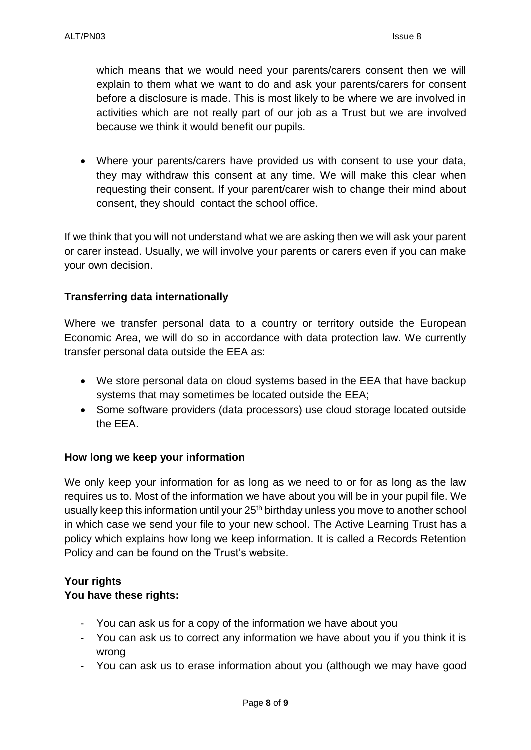which means that we would need your parents/carers consent then we will explain to them what we want to do and ask your parents/carers for consent before a disclosure is made. This is most likely to be where we are involved in activities which are not really part of our job as a Trust but we are involved because we think it would benefit our pupils.

- Where your parents/carers have provided us with consent to use your data, they may withdraw this consent at any time. We will make this clear when requesting their consent. If your parent/carer wish to change their mind about consent, they should contact the school office.

If we think that you will not understand what we are asking then we will ask your parent or carer instead. Usually, we will involve your parents or carers even if you can make your own decision.

**Transferring data internationally**

Where we transfer personal data to a country or territory outside the European Economic Area, we will do so in accordance with data protection law. We currently transfer personal data outside the EEA as:

- We store personal data on cloud systems based in the EEA that have backup systems that may sometimes be located outside the EEA;
- Some software providers (data processors) use cloud storage located outside the EEA.

**How long we keep your information**

We only keep your information for as long as we need to or for as long as the law requires us to. Most of the information we have about you will be in your pupil file. We usually keep this information until your 25th birthday unless you move to another school in which case we send your file to your new school. The Active Learning Trust has a policy which explains how long we keep information. It is called a Records Retention Policy and can be found on the Trust's website.

**Your rights**
**You have these rights:**

- You can ask us for a copy of the information we have about you
- You can ask us to correct any information we have about you if you think it is wrong
- You can ask us to erase information about you (although we may have good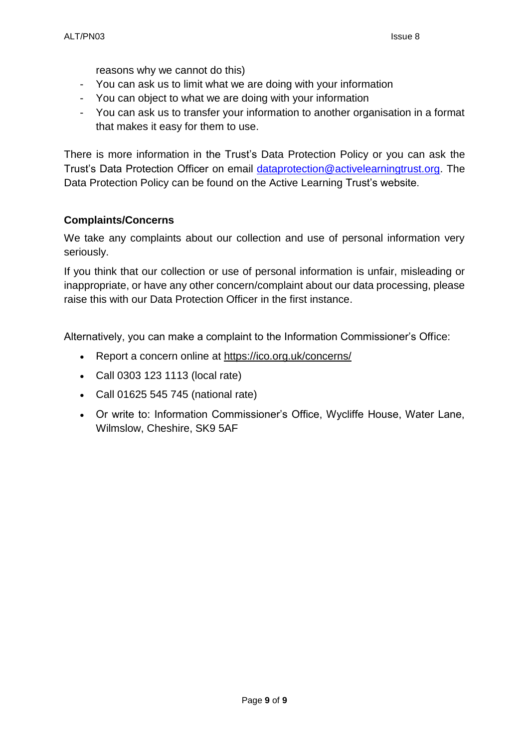reasons why we cannot do this)

- You can ask us to limit what we are doing with your information
- You can object to what we are doing with your information
- You can ask us to transfer your information to another organisation in a format that makes it easy for them to use.

There is more information in the Trust's Data Protection Policy or you can ask the Trust's Data Protection Officer on email dataprotection@activelearningtrust.org. The Data Protection Policy can be found on the Active Learning Trust's website.

**Complaints/Concerns**

We take any complaints about our collection and use of personal information very seriously.

If you think that our collection or use of personal information is unfair, misleading or inappropriate, or have any other concern/complaint about our data processing, please raise this with our Data Protection Officer in the first instance.

Alternatively, you can make a complaint to the Information Commissioner's Office:

- Report a concern online at https://ico.org.uk/concerns/
- Call 0303 123 1113 (local rate)
- Call 01625 545 745 (national rate)
- Or write to: Information Commissioner's Office, Wycliffe House, Water Lane, Wilmslow, Cheshire, SK9 5AF